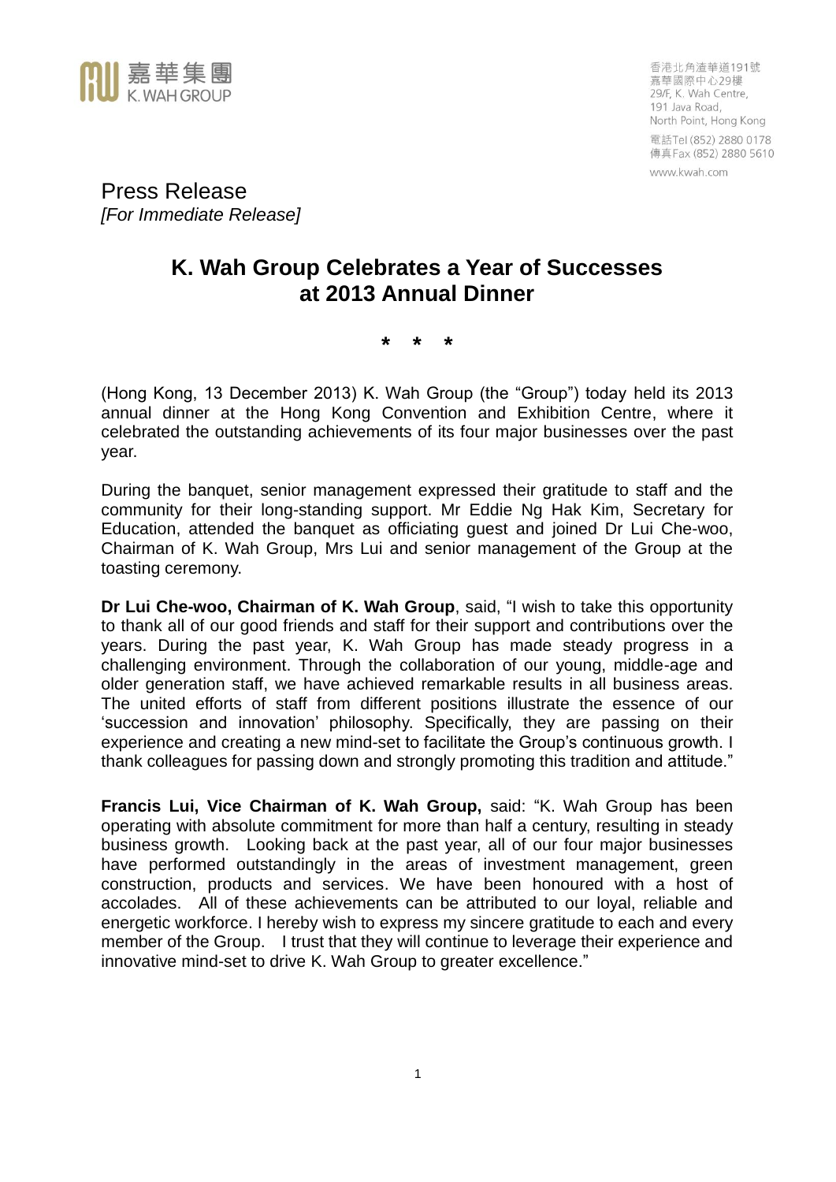嘉華集團
K. WAH GROUP

香港北角渣華道191號
嘉華國際中心29樓
29/F, K. Wah Centre,
191 Java Road,
North Point, Hong Kong
電話Tel (852) 2880 0178
傳真Fax (852) 2880 5610
www.kwah.com

Press Release
*[For Immediate Release]*

# K. Wah Group Celebrates a Year of Successes at 2013 Annual Dinner

\* \* \*

(Hong Kong, 13 December 2013) K. Wah Group (the "Group") today held its 2013 annual dinner at the Hong Kong Convention and Exhibition Centre, where it celebrated the outstanding achievements of its four major businesses over the past year.

During the banquet, senior management expressed their gratitude to staff and the community for their long-standing support. Mr Eddie Ng Hak Kim, Secretary for Education, attended the banquet as officiating guest and joined Dr Lui Che-woo, Chairman of K. Wah Group, Mrs Lui and senior management of the Group at the toasting ceremony.

**Dr Lui Che-woo, Chairman of K. Wah Group**, said, "I wish to take this opportunity to thank all of our good friends and staff for their support and contributions over the years. During the past year, K. Wah Group has made steady progress in a challenging environment. Through the collaboration of our young, middle-age and older generation staff, we have achieved remarkable results in all business areas. The united efforts of staff from different positions illustrate the essence of our 'succession and innovation' philosophy. Specifically, they are passing on their experience and creating a new mind-set to facilitate the Group's continuous growth. I thank colleagues for passing down and strongly promoting this tradition and attitude."

**Francis Lui, Vice Chairman of K. Wah Group,** said: "K. Wah Group has been operating with absolute commitment for more than half a century, resulting in steady business growth. Looking back at the past year, all of our four major businesses have performed outstandingly in the areas of investment management, green construction, products and services. We have been honoured with a host of accolades. All of these achievements can be attributed to our loyal, reliable and energetic workforce. I hereby wish to express my sincere gratitude to each and every member of the Group. I trust that they will continue to leverage their experience and innovative mind-set to drive K. Wah Group to greater excellence."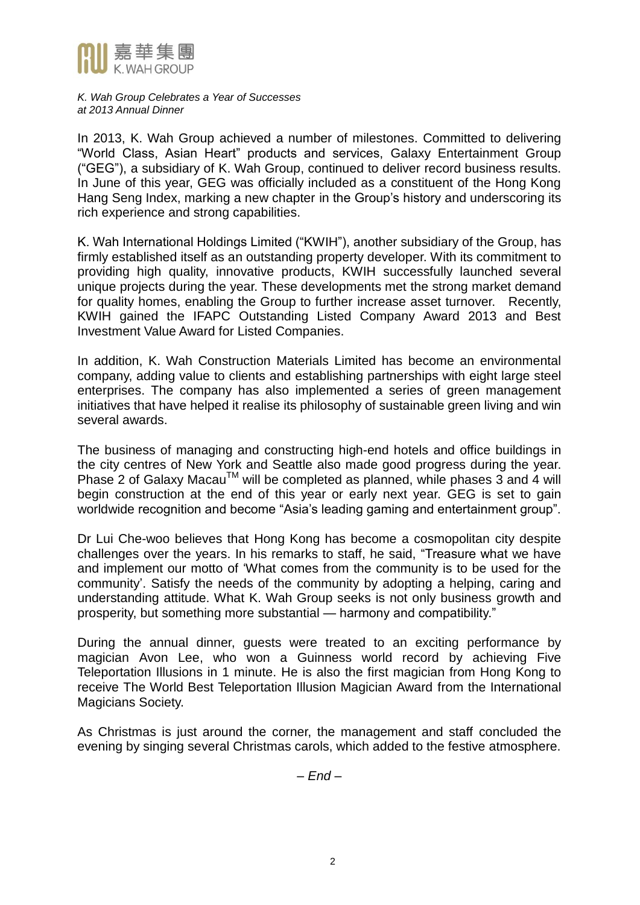*K. Wah Group Celebrates a Year of Successes*
*at 2013 Annual Dinner*

In 2013, K. Wah Group achieved a number of milestones. Committed to delivering "World Class, Asian Heart" products and services, Galaxy Entertainment Group ("GEG"), a subsidiary of K. Wah Group, continued to deliver record business results. In June of this year, GEG was officially included as a constituent of the Hong Kong Hang Seng Index, marking a new chapter in the Group's history and underscoring its rich experience and strong capabilities.

K. Wah International Holdings Limited ("KWIH"), another subsidiary of the Group, has firmly established itself as an outstanding property developer. With its commitment to providing high quality, innovative products, KWIH successfully launched several unique projects during the year. These developments met the strong market demand for quality homes, enabling the Group to further increase asset turnover. Recently, KWIH gained the IFAPC Outstanding Listed Company Award 2013 and Best Investment Value Award for Listed Companies.

In addition, K. Wah Construction Materials Limited has become an environmental company, adding value to clients and establishing partnerships with eight large steel enterprises. The company has also implemented a series of green management initiatives that have helped it realise its philosophy of sustainable green living and win several awards.

The business of managing and constructing high-end hotels and office buildings in the city centres of New York and Seattle also made good progress during the year. Phase 2 of Galaxy Macau™ will be completed as planned, while phases 3 and 4 will begin construction at the end of this year or early next year. GEG is set to gain worldwide recognition and become "Asia's leading gaming and entertainment group".

Dr Lui Che-woo believes that Hong Kong has become a cosmopolitan city despite challenges over the years. In his remarks to staff, he said, "Treasure what we have and implement our motto of 'What comes from the community is to be used for the community'. Satisfy the needs of the community by adopting a helping, caring and understanding attitude. What K. Wah Group seeks is not only business growth and prosperity, but something more substantial — harmony and compatibility."

During the annual dinner, guests were treated to an exciting performance by magician Avon Lee, who won a Guinness world record by achieving Five Teleportation Illusions in 1 minute. He is also the first magician from Hong Kong to receive The World Best Teleportation Illusion Magician Award from the International Magicians Society.

As Christmas is just around the corner, the management and staff concluded the evening by singing several Christmas carols, which added to the festive atmosphere.

*– End –*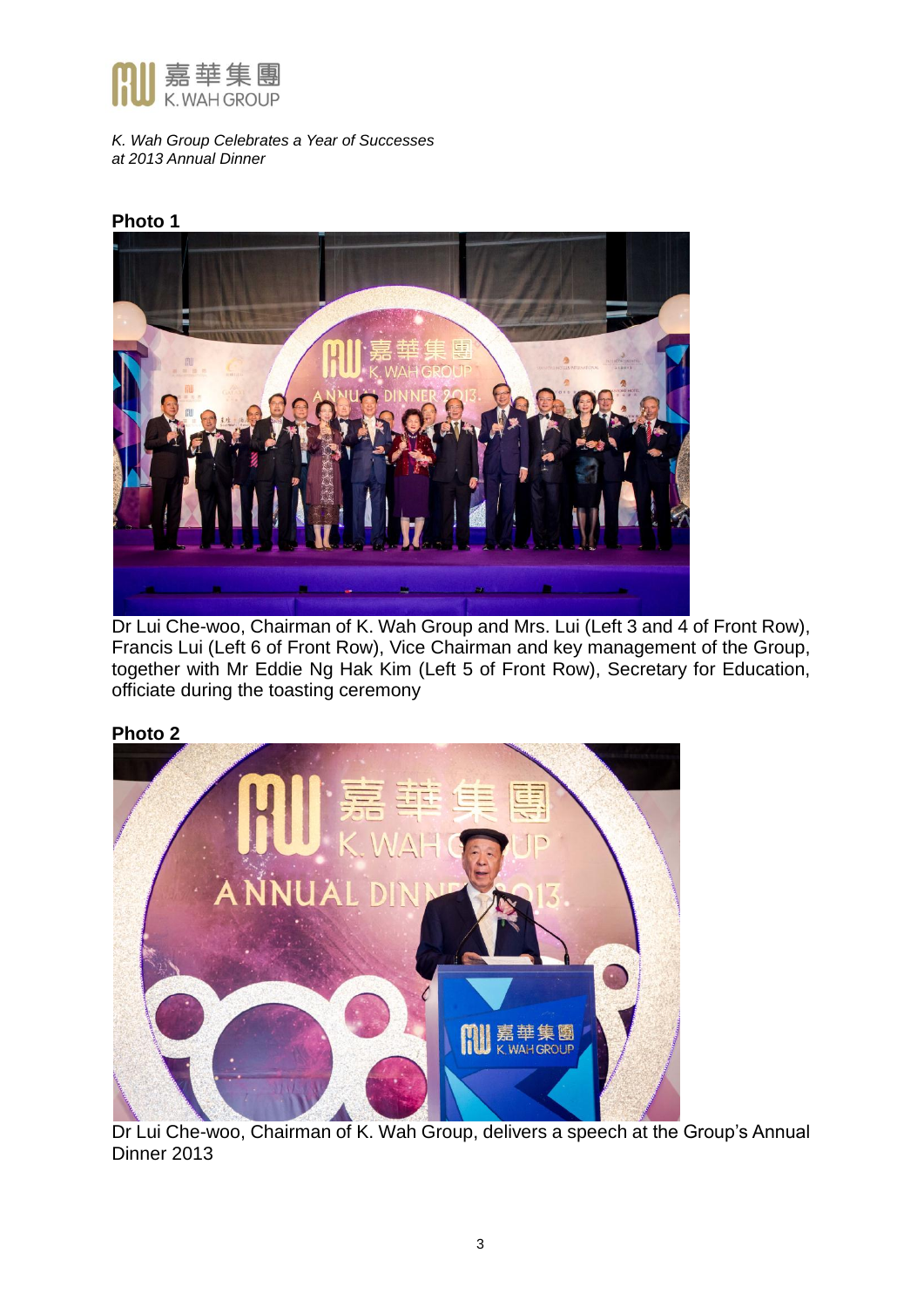*K. Wah Group Celebrates a Year of Successes*
*at 2013 Annual Dinner*

**Photo 1**

Dr Lui Che-woo, Chairman of K. Wah Group and Mrs. Lui (Left 3 and 4 of Front Row), Francis Lui (Left 6 of Front Row), Vice Chairman and key management of the Group, together with Mr Eddie Ng Hak Kim (Left 5 of Front Row), Secretary for Education, officiate during the toasting ceremony

**Photo 2**

Dr Lui Che-woo, Chairman of K. Wah Group, delivers a speech at the Group's Annual Dinner 2013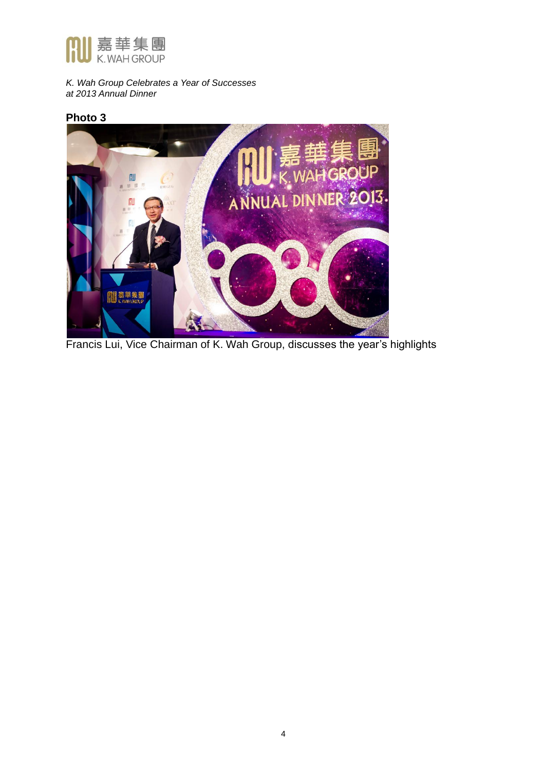*K. Wah Group Celebrates a Year of Successes at 2013 Annual Dinner*

**Photo 3**

Francis Lui, Vice Chairman of K. Wah Group, discusses the year's highlights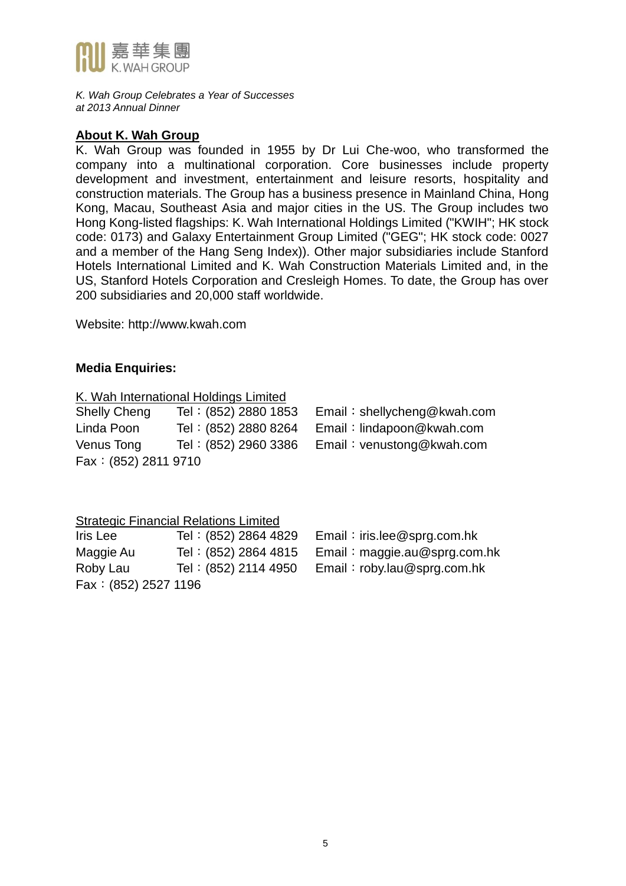*K. Wah Group Celebrates a Year of Successes at 2013 Annual Dinner*

## About K. Wah Group

K. Wah Group was founded in 1955 by Dr Lui Che-woo, who transformed the company into a multinational corporation. Core businesses include property development and investment, entertainment and leisure resorts, hospitality and construction materials. The Group has a business presence in Mainland China, Hong Kong, Macau, Southeast Asia and major cities in the US. The Group includes two Hong Kong-listed flagships: K. Wah International Holdings Limited ("KWIH"; HK stock code: 0173) and Galaxy Entertainment Group Limited ("GEG"; HK stock code: 0027 and a member of the Hang Seng Index)). Other major subsidiaries include Stanford Hotels International Limited and K. Wah Construction Materials Limited and, in the US, Stanford Hotels Corporation and Cresleigh Homes. To date, the Group has over 200 subsidiaries and 20,000 staff worldwide.

Website: http://www.kwah.com

**Media Enquiries:**

K. Wah International Holdings Limited

| | | |
|---|---|---|
| Shelly Cheng | Tel：(852) 2880 1853 | Email：shellycheng@kwah.com |
| Linda Poon | Tel：(852) 2880 8264 | Email：lindapoon@kwah.com |
| Venus Tong | Tel：(852) 2960 3386 | Email：venustong@kwah.com |

Fax：(852) 2811 9710

Strategic Financial Relations Limited

| | | |
|---|---|---|
| Iris Lee | Tel：(852) 2864 4829 | Email：iris.lee@sprg.com.hk |
| Maggie Au | Tel：(852) 2864 4815 | Email：maggie.au@sprg.com.hk |
| Roby Lau | Tel：(852) 2114 4950 | Email：roby.lau@sprg.com.hk |

Fax：(852) 2527 1196